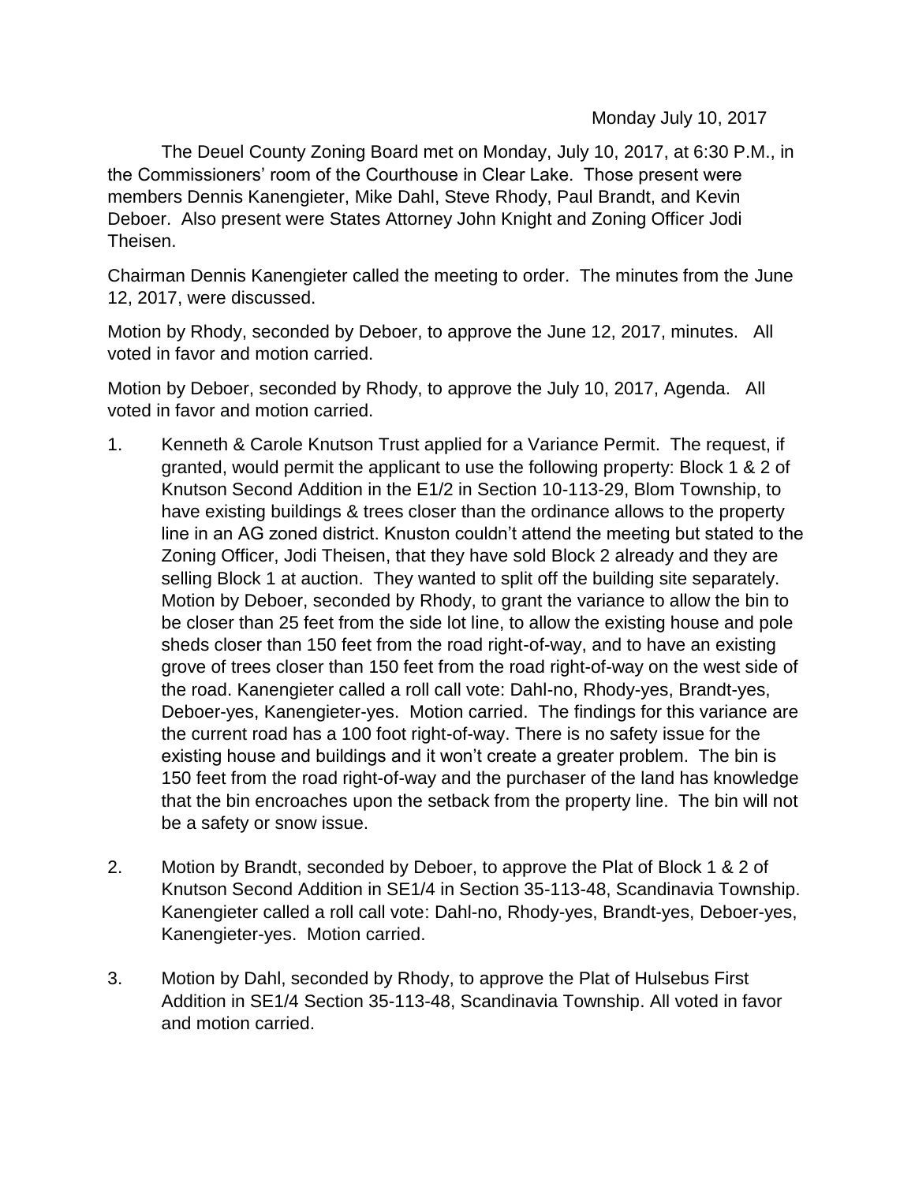Monday July 10, 2017

The Deuel County Zoning Board met on Monday, July 10, 2017, at 6:30 P.M., in the Commissioners' room of the Courthouse in Clear Lake. Those present were members Dennis Kanengieter, Mike Dahl, Steve Rhody, Paul Brandt, and Kevin Deboer. Also present were States Attorney John Knight and Zoning Officer Jodi Theisen.

Chairman Dennis Kanengieter called the meeting to order. The minutes from the June 12, 2017, were discussed.

Motion by Rhody, seconded by Deboer, to approve the June 12, 2017, minutes. All voted in favor and motion carried.

Motion by Deboer, seconded by Rhody, to approve the July 10, 2017, Agenda. All voted in favor and motion carried.

1. Kenneth & Carole Knutson Trust applied for a Variance Permit. The request, if granted, would permit the applicant to use the following property: Block 1 & 2 of Knutson Second Addition in the E1/2 in Section 10-113-29, Blom Township, to have existing buildings & trees closer than the ordinance allows to the property line in an AG zoned district. Knuston couldn't attend the meeting but stated to the Zoning Officer, Jodi Theisen, that they have sold Block 2 already and they are selling Block 1 at auction. They wanted to split off the building site separately. Motion by Deboer, seconded by Rhody, to grant the variance to allow the bin to be closer than 25 feet from the side lot line, to allow the existing house and pole sheds closer than 150 feet from the road right-of-way, and to have an existing grove of trees closer than 150 feet from the road right-of-way on the west side of the road. Kanengieter called a roll call vote: Dahl-no, Rhody-yes, Brandt-yes, Deboer-yes, Kanengieter-yes. Motion carried. The findings for this variance are the current road has a 100 foot right-of-way. There is no safety issue for the existing house and buildings and it won't create a greater problem. The bin is 150 feet from the road right-of-way and the purchaser of the land has knowledge that the bin encroaches upon the setback from the property line. The bin will not be a safety or snow issue.

2. Motion by Brandt, seconded by Deboer, to approve the Plat of Block 1 & 2 of Knutson Second Addition in SE1/4 in Section 35-113-48, Scandinavia Township. Kanengieter called a roll call vote: Dahl-no, Rhody-yes, Brandt-yes, Deboer-yes, Kanengieter-yes. Motion carried.

3. Motion by Dahl, seconded by Rhody, to approve the Plat of Hulsebus First Addition in SE1/4 Section 35-113-48, Scandinavia Township. All voted in favor and motion carried.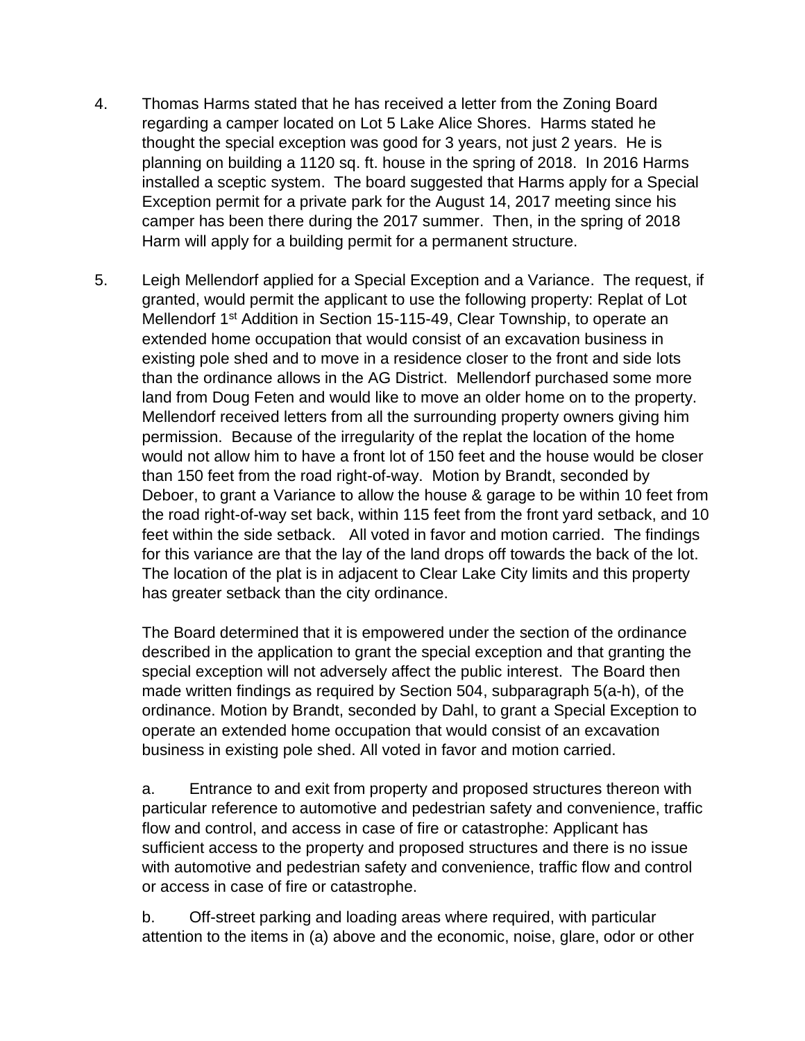4. Thomas Harms stated that he has received a letter from the Zoning Board regarding a camper located on Lot 5 Lake Alice Shores. Harms stated he thought the special exception was good for 3 years, not just 2 years. He is planning on building a 1120 sq. ft. house in the spring of 2018. In 2016 Harms installed a sceptic system. The board suggested that Harms apply for a Special Exception permit for a private park for the August 14, 2017 meeting since his camper has been there during the 2017 summer. Then, in the spring of 2018 Harm will apply for a building permit for a permanent structure.

5. Leigh Mellendorf applied for a Special Exception and a Variance. The request, if granted, would permit the applicant to use the following property: Replat of Lot Mellendorf 1st Addition in Section 15-115-49, Clear Township, to operate an extended home occupation that would consist of an excavation business in existing pole shed and to move in a residence closer to the front and side lots than the ordinance allows in the AG District. Mellendorf purchased some more land from Doug Feten and would like to move an older home on to the property. Mellendorf received letters from all the surrounding property owners giving him permission. Because of the irregularity of the replat the location of the home would not allow him to have a front lot of 150 feet and the house would be closer than 150 feet from the road right-of-way. Motion by Brandt, seconded by Deboer, to grant a Variance to allow the house & garage to be within 10 feet from the road right-of-way set back, within 115 feet from the front yard setback, and 10 feet within the side setback. All voted in favor and motion carried. The findings for this variance are that the lay of the land drops off towards the back of the lot. The location of the plat is in adjacent to Clear Lake City limits and this property has greater setback than the city ordinance.

   The Board determined that it is empowered under the section of the ordinance described in the application to grant the special exception and that granting the special exception will not adversely affect the public interest. The Board then made written findings as required by Section 504, subparagraph 5(a-h), of the ordinance. Motion by Brandt, seconded by Dahl, to grant a Special Exception to operate an extended home occupation that would consist of an excavation business in existing pole shed. All voted in favor and motion carried.

   a. Entrance to and exit from property and proposed structures thereon with particular reference to automotive and pedestrian safety and convenience, traffic flow and control, and access in case of fire or catastrophe: Applicant has sufficient access to the property and proposed structures and there is no issue with automotive and pedestrian safety and convenience, traffic flow and control or access in case of fire or catastrophe.

   b. Off-street parking and loading areas where required, with particular attention to the items in (a) above and the economic, noise, glare, odor or other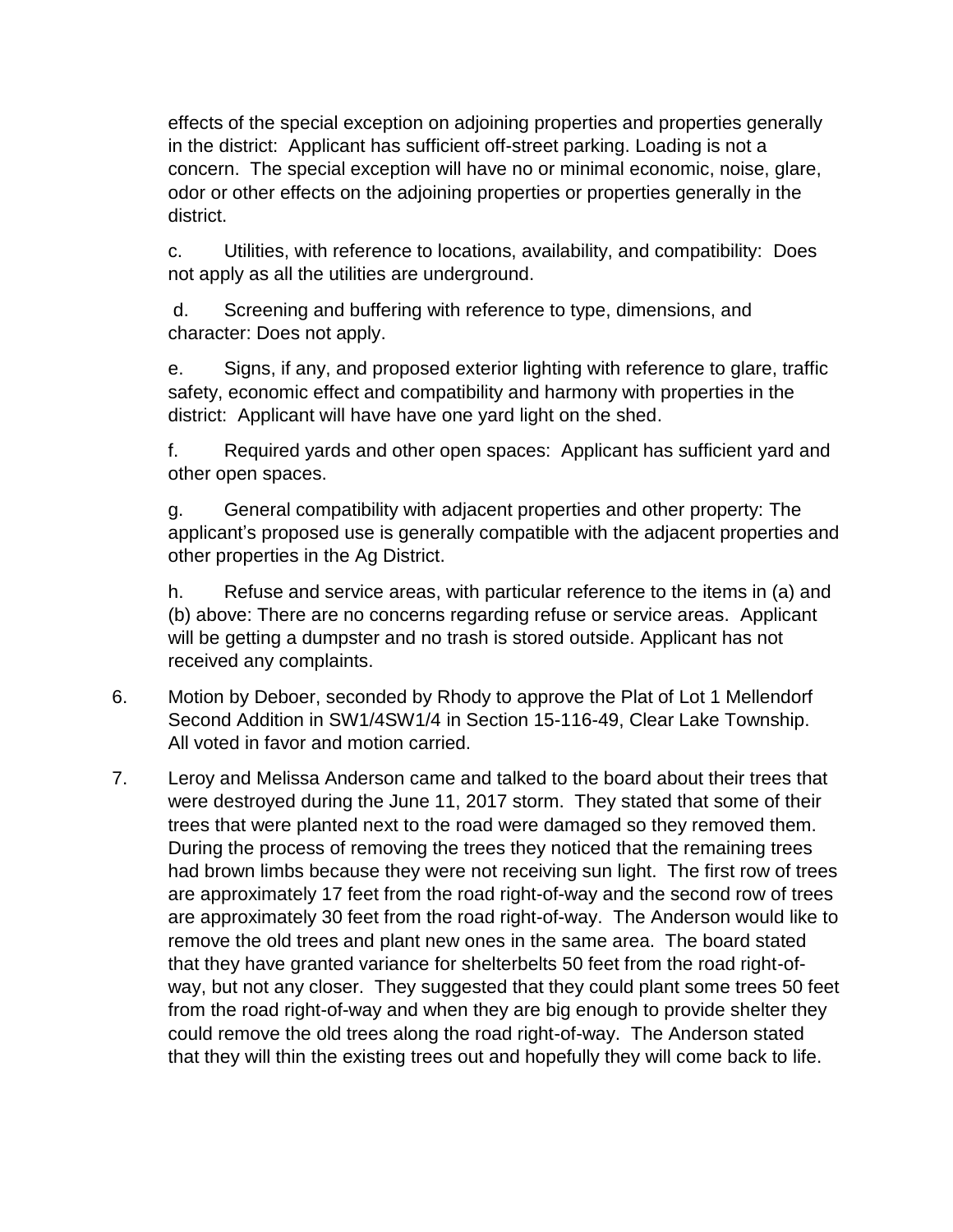effects of the special exception on adjoining properties and properties generally in the district: Applicant has sufficient off-street parking. Loading is not a concern. The special exception will have no or minimal economic, noise, glare, odor or other effects on the adjoining properties or properties generally in the district.

c. Utilities, with reference to locations, availability, and compatibility: Does not apply as all the utilities are underground.

d. Screening and buffering with reference to type, dimensions, and character: Does not apply.

e. Signs, if any, and proposed exterior lighting with reference to glare, traffic safety, economic effect and compatibility and harmony with properties in the district: Applicant will have have one yard light on the shed.

f. Required yards and other open spaces: Applicant has sufficient yard and other open spaces.

g. General compatibility with adjacent properties and other property: The applicant's proposed use is generally compatible with the adjacent properties and other properties in the Ag District.

h. Refuse and service areas, with particular reference to the items in (a) and (b) above: There are no concerns regarding refuse or service areas. Applicant will be getting a dumpster and no trash is stored outside. Applicant has not received any complaints.

6. Motion by Deboer, seconded by Rhody to approve the Plat of Lot 1 Mellendorf Second Addition in SW1/4SW1/4 in Section 15-116-49, Clear Lake Township. All voted in favor and motion carried.

7. Leroy and Melissa Anderson came and talked to the board about their trees that were destroyed during the June 11, 2017 storm. They stated that some of their trees that were planted next to the road were damaged so they removed them. During the process of removing the trees they noticed that the remaining trees had brown limbs because they were not receiving sun light. The first row of trees are approximately 17 feet from the road right-of-way and the second row of trees are approximately 30 feet from the road right-of-way. The Anderson would like to remove the old trees and plant new ones in the same area. The board stated that they have granted variance for shelterbelts 50 feet from the road right-of-way, but not any closer. They suggested that they could plant some trees 50 feet from the road right-of-way and when they are big enough to provide shelter they could remove the old trees along the road right-of-way. The Anderson stated that they will thin the existing trees out and hopefully they will come back to life.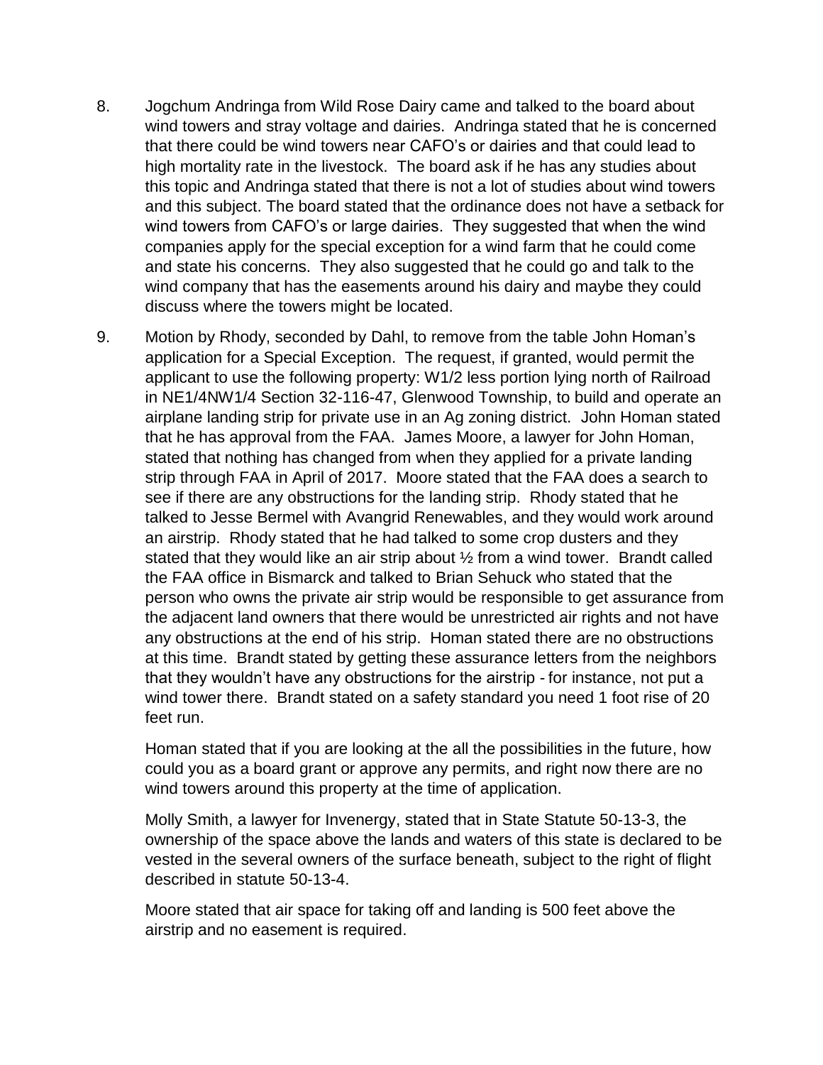8. Jogchum Andringa from Wild Rose Dairy came and talked to the board about wind towers and stray voltage and dairies. Andringa stated that he is concerned that there could be wind towers near CAFO's or dairies and that could lead to high mortality rate in the livestock. The board ask if he has any studies about this topic and Andringa stated that there is not a lot of studies about wind towers and this subject. The board stated that the ordinance does not have a setback for wind towers from CAFO's or large dairies. They suggested that when the wind companies apply for the special exception for a wind farm that he could come and state his concerns. They also suggested that he could go and talk to the wind company that has the easements around his dairy and maybe they could discuss where the towers might be located.

9. Motion by Rhody, seconded by Dahl, to remove from the table John Homan's application for a Special Exception. The request, if granted, would permit the applicant to use the following property: W1/2 less portion lying north of Railroad in NE1/4NW1/4 Section 32-116-47, Glenwood Township, to build and operate an airplane landing strip for private use in an Ag zoning district. John Homan stated that he has approval from the FAA. James Moore, a lawyer for John Homan, stated that nothing has changed from when they applied for a private landing strip through FAA in April of 2017. Moore stated that the FAA does a search to see if there are any obstructions for the landing strip. Rhody stated that he talked to Jesse Bermel with Avangrid Renewables, and they would work around an airstrip. Rhody stated that he had talked to some crop dusters and they stated that they would like an air strip about ½ from a wind tower. Brandt called the FAA office in Bismarck and talked to Brian Sehuck who stated that the person who owns the private air strip would be responsible to get assurance from the adjacent land owners that there would be unrestricted air rights and not have any obstructions at the end of his strip. Homan stated there are no obstructions at this time. Brandt stated by getting these assurance letters from the neighbors that they wouldn't have any obstructions for the airstrip - for instance, not put a wind tower there. Brandt stated on a safety standard you need 1 foot rise of 20 feet run.

   Homan stated that if you are looking at the all the possibilities in the future, how could you as a board grant or approve any permits, and right now there are no wind towers around this property at the time of application.

   Molly Smith, a lawyer for Invenergy, stated that in State Statute 50-13-3, the ownership of the space above the lands and waters of this state is declared to be vested in the several owners of the surface beneath, subject to the right of flight described in statute 50-13-4.

   Moore stated that air space for taking off and landing is 500 feet above the airstrip and no easement is required.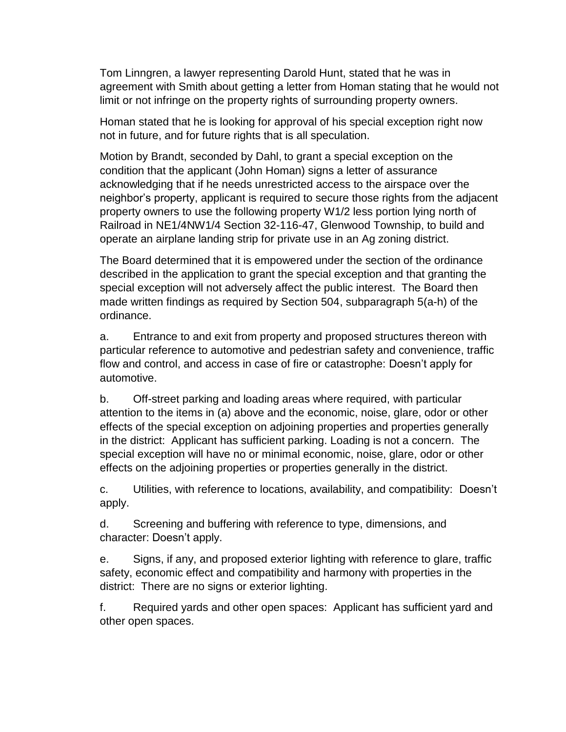Tom Linngren, a lawyer representing Darold Hunt, stated that he was in agreement with Smith about getting a letter from Homan stating that he would not limit or not infringe on the property rights of surrounding property owners.

Homan stated that he is looking for approval of his special exception right now not in future, and for future rights that is all speculation.

Motion by Brandt, seconded by Dahl, to grant a special exception on the condition that the applicant (John Homan) signs a letter of assurance acknowledging that if he needs unrestricted access to the airspace over the neighbor's property, applicant is required to secure those rights from the adjacent property owners to use the following property W1/2 less portion lying north of Railroad in NE1/4NW1/4 Section 32-116-47, Glenwood Township, to build and operate an airplane landing strip for private use in an Ag zoning district.

The Board determined that it is empowered under the section of the ordinance described in the application to grant the special exception and that granting the special exception will not adversely affect the public interest. The Board then made written findings as required by Section 504, subparagraph 5(a-h) of the ordinance.

a. Entrance to and exit from property and proposed structures thereon with particular reference to automotive and pedestrian safety and convenience, traffic flow and control, and access in case of fire or catastrophe: Doesn't apply for automotive.

b. Off-street parking and loading areas where required, with particular attention to the items in (a) above and the economic, noise, glare, odor or other effects of the special exception on adjoining properties and properties generally in the district: Applicant has sufficient parking. Loading is not a concern. The special exception will have no or minimal economic, noise, glare, odor or other effects on the adjoining properties or properties generally in the district.

c. Utilities, with reference to locations, availability, and compatibility: Doesn't apply.

d. Screening and buffering with reference to type, dimensions, and character: Doesn't apply.

e. Signs, if any, and proposed exterior lighting with reference to glare, traffic safety, economic effect and compatibility and harmony with properties in the district: There are no signs or exterior lighting.

f. Required yards and other open spaces: Applicant has sufficient yard and other open spaces.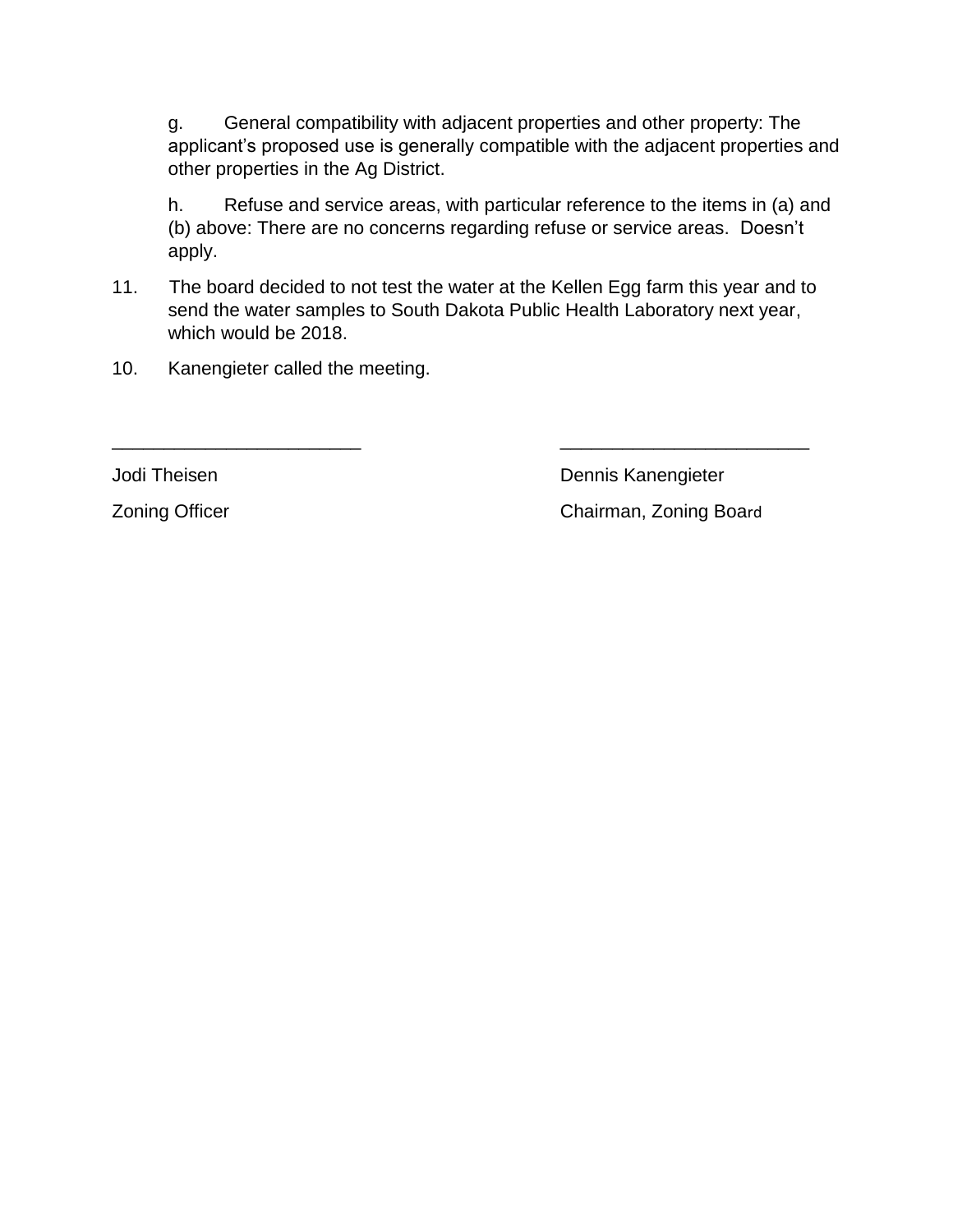g. General compatibility with adjacent properties and other property: The applicant's proposed use is generally compatible with the adjacent properties and other properties in the Ag District.

h. Refuse and service areas, with particular reference to the items in (a) and (b) above: There are no concerns regarding refuse or service areas. Doesn't apply.

11. The board decided to not test the water at the Kellen Egg farm this year and to send the water samples to South Dakota Public Health Laboratory next year, which would be 2018.

10. Kanengieter called the meeting.

| | |
|---|---|
| ________________________ | ________________________ |
| Jodi Theisen | Dennis Kanengieter |
| Zoning Officer | Chairman, Zoning Board |